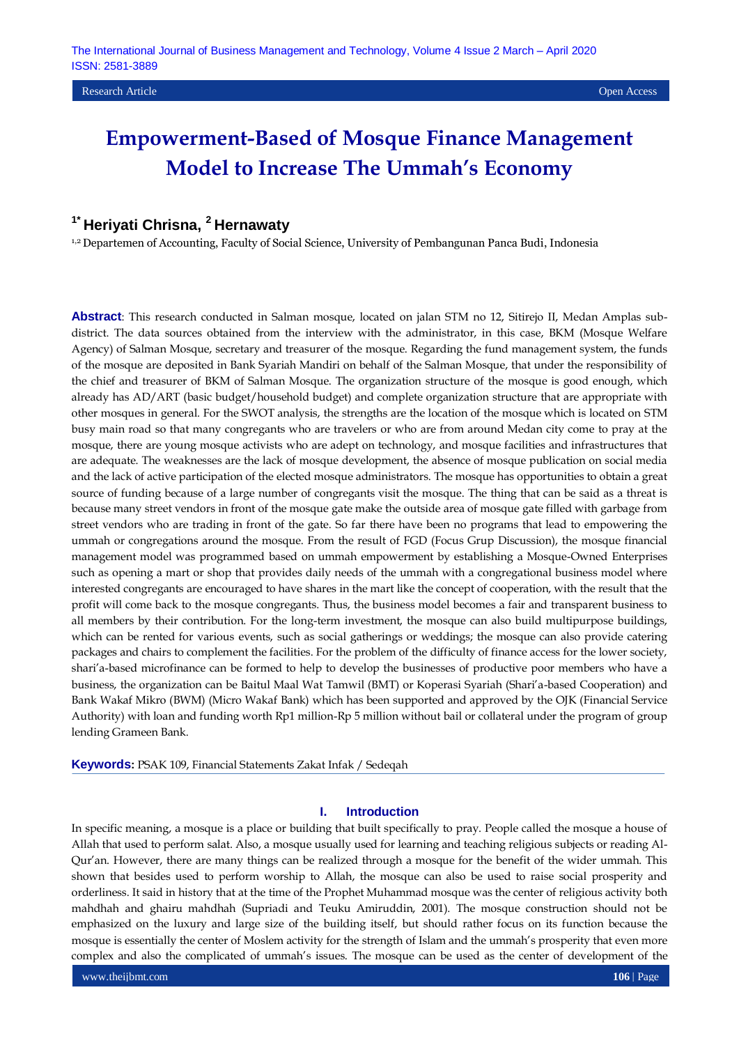Research Article Open Access

# Empowerment-Based of Mosque Finance Management Model to Increase The Ummah's Economy

**[1*] Heriyati Chrisna, [2] Hernawaty**

[1,2] Departemen of Accounting, Faculty of Social Science, University of Pembangunan Panca Budi, Indonesia

**Abstract**: This research conducted in Salman mosque, located on jalan STM no 12, Sitirejo II, Medan Amplas sub-district. The data sources obtained from the interview with the administrator, in this case, BKM (Mosque Welfare Agency) of Salman Mosque, secretary and treasurer of the mosque. Regarding the fund management system, the funds of the mosque are deposited in Bank Syariah Mandiri on behalf of the Salman Mosque, that under the responsibility of the chief and treasurer of BKM of Salman Mosque. The organization structure of the mosque is good enough, which already has AD/ART (basic budget/household budget) and complete organization structure that are appropriate with other mosques in general. For the SWOT analysis, the strengths are the location of the mosque which is located on STM busy main road so that many congregants who are travelers or who are from around Medan city come to pray at the mosque, there are young mosque activists who are adept on technology, and mosque facilities and infrastructures that are adequate. The weaknesses are the lack of mosque development, the absence of mosque publication on social media and the lack of active participation of the elected mosque administrators. The mosque has opportunities to obtain a great source of funding because of a large number of congregants visit the mosque. The thing that can be said as a threat is because many street vendors in front of the mosque gate make the outside area of mosque gate filled with garbage from street vendors who are trading in front of the gate. So far there have been no programs that lead to empowering the ummah or congregations around the mosque. From the result of FGD (Focus Grup Discussion), the mosque financial management model was programmed based on ummah empowerment by establishing a Mosque-Owned Enterprises such as opening a mart or shop that provides daily needs of the ummah with a congregational business model where interested congregants are encouraged to have shares in the mart like the concept of cooperation, with the result that the profit will come back to the mosque congregants. Thus, the business model becomes a fair and transparent business to all members by their contribution. For the long-term investment, the mosque can also build multipurpose buildings, which can be rented for various events, such as social gatherings or weddings; the mosque can also provide catering packages and chairs to complement the facilities. For the problem of the difficulty of finance access for the lower society, shari'a-based microfinance can be formed to help to develop the businesses of productive poor members who have a business, the organization can be Baitul Maal Wat Tamwil (BMT) or Koperasi Syariah (Shari'a-based Cooperation) and Bank Wakaf Mikro (BWM) (Micro Wakaf Bank) which has been supported and approved by the OJK (Financial Service Authority) with loan and funding worth Rp1 million-Rp 5 million without bail or collateral under the program of group lending Grameen Bank.

**Keywords:** PSAK 109, Financial Statements Zakat Infak / Sedeqah

## I. Introduction

In specific meaning, a mosque is a place or building that built specifically to pray. People called the mosque a house of Allah that used to perform salat. Also, a mosque usually used for learning and teaching religious subjects or reading Al-Qur'an. However, there are many things can be realized through a mosque for the benefit of the wider ummah. This shown that besides used to perform worship to Allah, the mosque can also be used to raise social prosperity and orderliness. It said in history that at the time of the Prophet Muhammad mosque was the center of religious activity both mahdhah and ghairu mahdhah (Supriadi and Teuku Amiruddin, 2001). The mosque construction should not be emphasized on the luxury and large size of the building itself, but should rather focus on its function because the mosque is essentially the center of Moslem activity for the strength of Islam and the ummah's prosperity that even more complex and also the complicated of ummah's issues. The mosque can be used as the center of development of the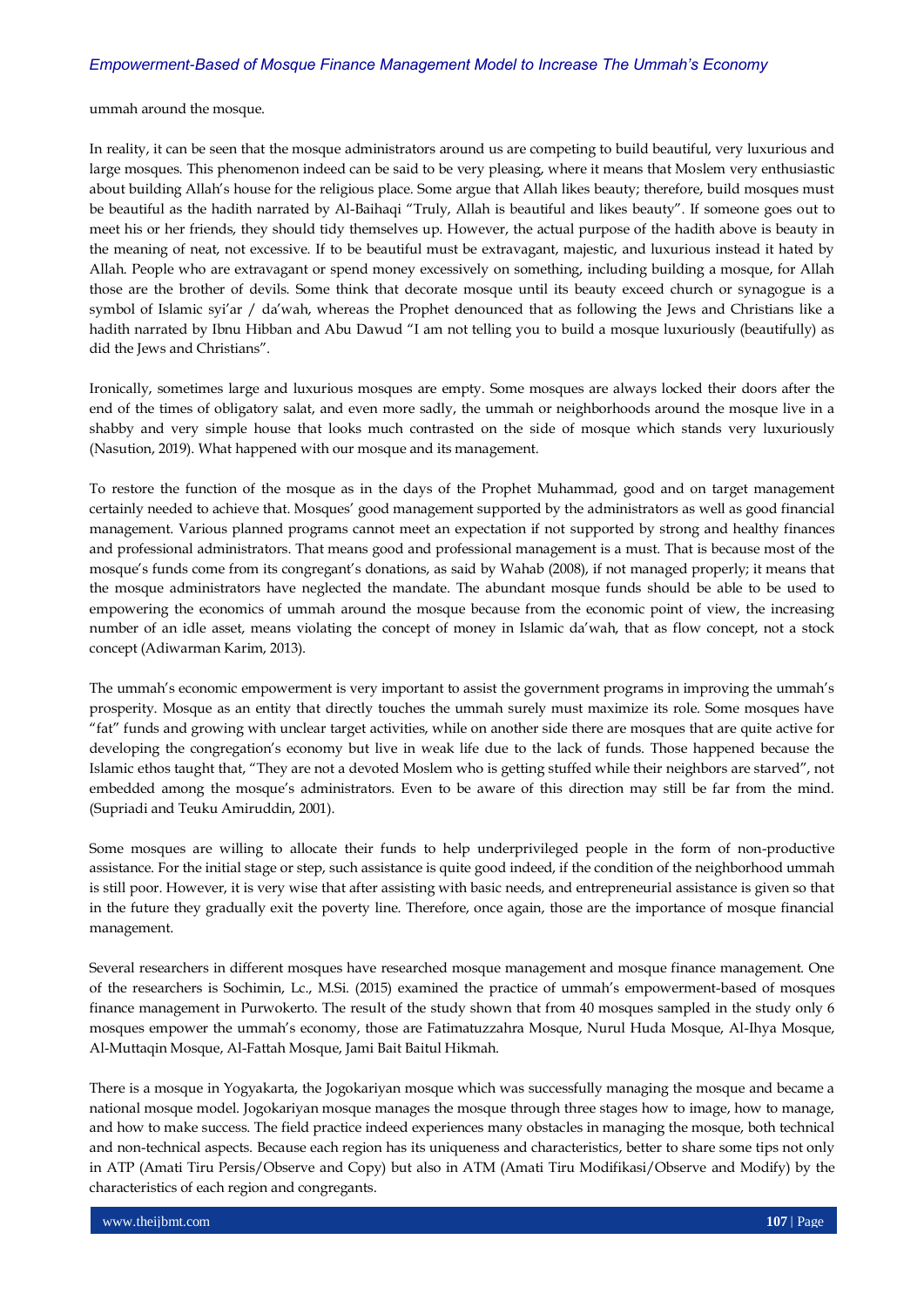ummah around the mosque.

In reality, it can be seen that the mosque administrators around us are competing to build beautiful, very luxurious and large mosques. This phenomenon indeed can be said to be very pleasing, where it means that Moslem very enthusiastic about building Allah's house for the religious place. Some argue that Allah likes beauty; therefore, build mosques must be beautiful as the hadith narrated by Al-Baihaqi "Truly, Allah is beautiful and likes beauty". If someone goes out to meet his or her friends, they should tidy themselves up. However, the actual purpose of the hadith above is beauty in the meaning of neat, not excessive. If to be beautiful must be extravagant, majestic, and luxurious instead it hated by Allah. People who are extravagant or spend money excessively on something, including building a mosque, for Allah those are the brother of devils. Some think that decorate mosque until its beauty exceed church or synagogue is a symbol of Islamic syi'ar / da'wah, whereas the Prophet denounced that as following the Jews and Christians like a hadith narrated by Ibnu Hibban and Abu Dawud "I am not telling you to build a mosque luxuriously (beautifully) as did the Jews and Christians".

Ironically, sometimes large and luxurious mosques are empty. Some mosques are always locked their doors after the end of the times of obligatory salat, and even more sadly, the ummah or neighborhoods around the mosque live in a shabby and very simple house that looks much contrasted on the side of mosque which stands very luxuriously (Nasution, 2019). What happened with our mosque and its management.

To restore the function of the mosque as in the days of the Prophet Muhammad, good and on target management certainly needed to achieve that. Mosques' good management supported by the administrators as well as good financial management. Various planned programs cannot meet an expectation if not supported by strong and healthy finances and professional administrators. That means good and professional management is a must. That is because most of the mosque's funds come from its congregant's donations, as said by Wahab (2008), if not managed properly; it means that the mosque administrators have neglected the mandate. The abundant mosque funds should be able to be used to empowering the economics of ummah around the mosque because from the economic point of view, the increasing number of an idle asset, means violating the concept of money in Islamic da'wah, that as flow concept, not a stock concept (Adiwarman Karim, 2013).

The ummah's economic empowerment is very important to assist the government programs in improving the ummah's prosperity. Mosque as an entity that directly touches the ummah surely must maximize its role. Some mosques have "fat" funds and growing with unclear target activities, while on another side there are mosques that are quite active for developing the congregation's economy but live in weak life due to the lack of funds. Those happened because the Islamic ethos taught that, "They are not a devoted Moslem who is getting stuffed while their neighbors are starved", not embedded among the mosque's administrators. Even to be aware of this direction may still be far from the mind. (Supriadi and Teuku Amiruddin, 2001).

Some mosques are willing to allocate their funds to help underprivileged people in the form of non-productive assistance. For the initial stage or step, such assistance is quite good indeed, if the condition of the neighborhood ummah is still poor. However, it is very wise that after assisting with basic needs, and entrepreneurial assistance is given so that in the future they gradually exit the poverty line. Therefore, once again, those are the importance of mosque financial management.

Several researchers in different mosques have researched mosque management and mosque finance management. One of the researchers is Sochimin, Lc., M.Si. (2015) examined the practice of ummah's empowerment-based of mosques finance management in Purwokerto. The result of the study shown that from 40 mosques sampled in the study only 6 mosques empower the ummah's economy, those are Fatimatuzzahra Mosque, Nurul Huda Mosque, Al-Ihya Mosque, Al-Muttaqin Mosque, Al-Fattah Mosque, Jami Bait Baitul Hikmah.

There is a mosque in Yogyakarta, the Jogokariyan mosque which was successfully managing the mosque and became a national mosque model. Jogokariyan mosque manages the mosque through three stages how to image, how to manage, and how to make success. The field practice indeed experiences many obstacles in managing the mosque, both technical and non-technical aspects. Because each region has its uniqueness and characteristics, better to share some tips not only in ATP (Amati Tiru Persis/Observe and Copy) but also in ATM (Amati Tiru Modifikasi/Observe and Modify) by the characteristics of each region and congregants.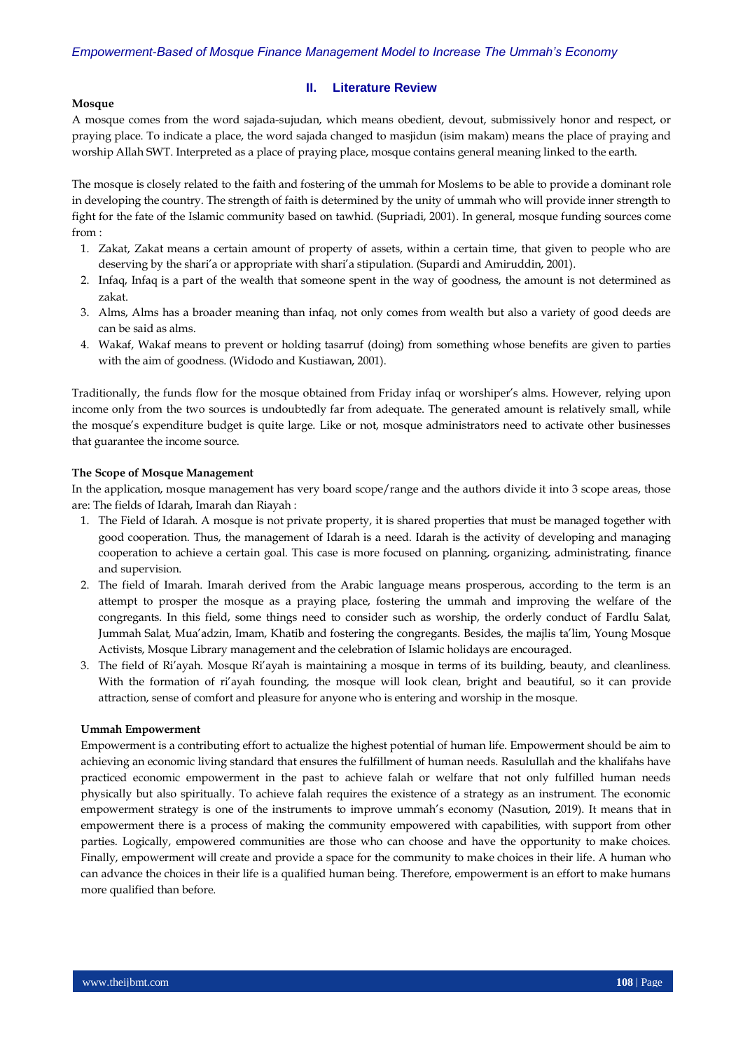## II. Literature Review

**Mosque**

A mosque comes from the word sajada-sujudan, which means obedient, devout, submissively honor and respect, or praying place. To indicate a place, the word sajada changed to masjidun (isim makam) means the place of praying and worship Allah SWT. Interpreted as a place of praying place, mosque contains general meaning linked to the earth.

The mosque is closely related to the faith and fostering of the ummah for Moslems to be able to provide a dominant role in developing the country. The strength of faith is determined by the unity of ummah who will provide inner strength to fight for the fate of the Islamic community based on tawhid. (Supriadi, 2001). In general, mosque funding sources come from :

1. Zakat, Zakat means a certain amount of property of assets, within a certain time, that given to people who are deserving by the shari'a or appropriate with shari'a stipulation. (Supardi and Amiruddin, 2001).
2. Infaq, Infaq is a part of the wealth that someone spent in the way of goodness, the amount is not determined as zakat.
3. Alms, Alms has a broader meaning than infaq, not only comes from wealth but also a variety of good deeds are can be said as alms.
4. Wakaf, Wakaf means to prevent or holding tasarruf (doing) from something whose benefits are given to parties with the aim of goodness. (Widodo and Kustiawan, 2001).

Traditionally, the funds flow for the mosque obtained from Friday infaq or worshiper's alms. However, relying upon income only from the two sources is undoubtedly far from adequate. The generated amount is relatively small, while the mosque's expenditure budget is quite large. Like or not, mosque administrators need to activate other businesses that guarantee the income source.

**The Scope of Mosque Management**

In the application, mosque management has very board scope/range and the authors divide it into 3 scope areas, those are: The fields of Idarah, Imarah dan Riayah :

1. The Field of Idarah. A mosque is not private property, it is shared properties that must be managed together with good cooperation. Thus, the management of Idarah is a need. Idarah is the activity of developing and managing cooperation to achieve a certain goal. This case is more focused on planning, organizing, administrating, finance and supervision.
2. The field of Imarah. Imarah derived from the Arabic language means prosperous, according to the term is an attempt to prosper the mosque as a praying place, fostering the ummah and improving the welfare of the congregants. In this field, some things need to consider such as worship, the orderly conduct of Fardlu Salat, Jummah Salat, Mua'adzin, Imam, Khatib and fostering the congregants. Besides, the majlis ta'lim, Young Mosque Activists, Mosque Library management and the celebration of Islamic holidays are encouraged.
3. The field of Ri'ayah. Mosque Ri'ayah is maintaining a mosque in terms of its building, beauty, and cleanliness. With the formation of ri'ayah founding, the mosque will look clean, bright and beautiful, so it can provide attraction, sense of comfort and pleasure for anyone who is entering and worship in the mosque.

**Ummah Empowerment**

Empowerment is a contributing effort to actualize the highest potential of human life. Empowerment should be aim to achieving an economic living standard that ensures the fulfillment of human needs. Rasulullah and the khalifahs have practiced economic empowerment in the past to achieve falah or welfare that not only fulfilled human needs physically but also spiritually. To achieve falah requires the existence of a strategy as an instrument. The economic empowerment strategy is one of the instruments to improve ummah's economy (Nasution, 2019). It means that in empowerment there is a process of making the community empowered with capabilities, with support from other parties. Logically, empowered communities are those who can choose and have the opportunity to make choices. Finally, empowerment will create and provide a space for the community to make choices in their life. A human who can advance the choices in their life is a qualified human being. Therefore, empowerment is an effort to make humans more qualified than before.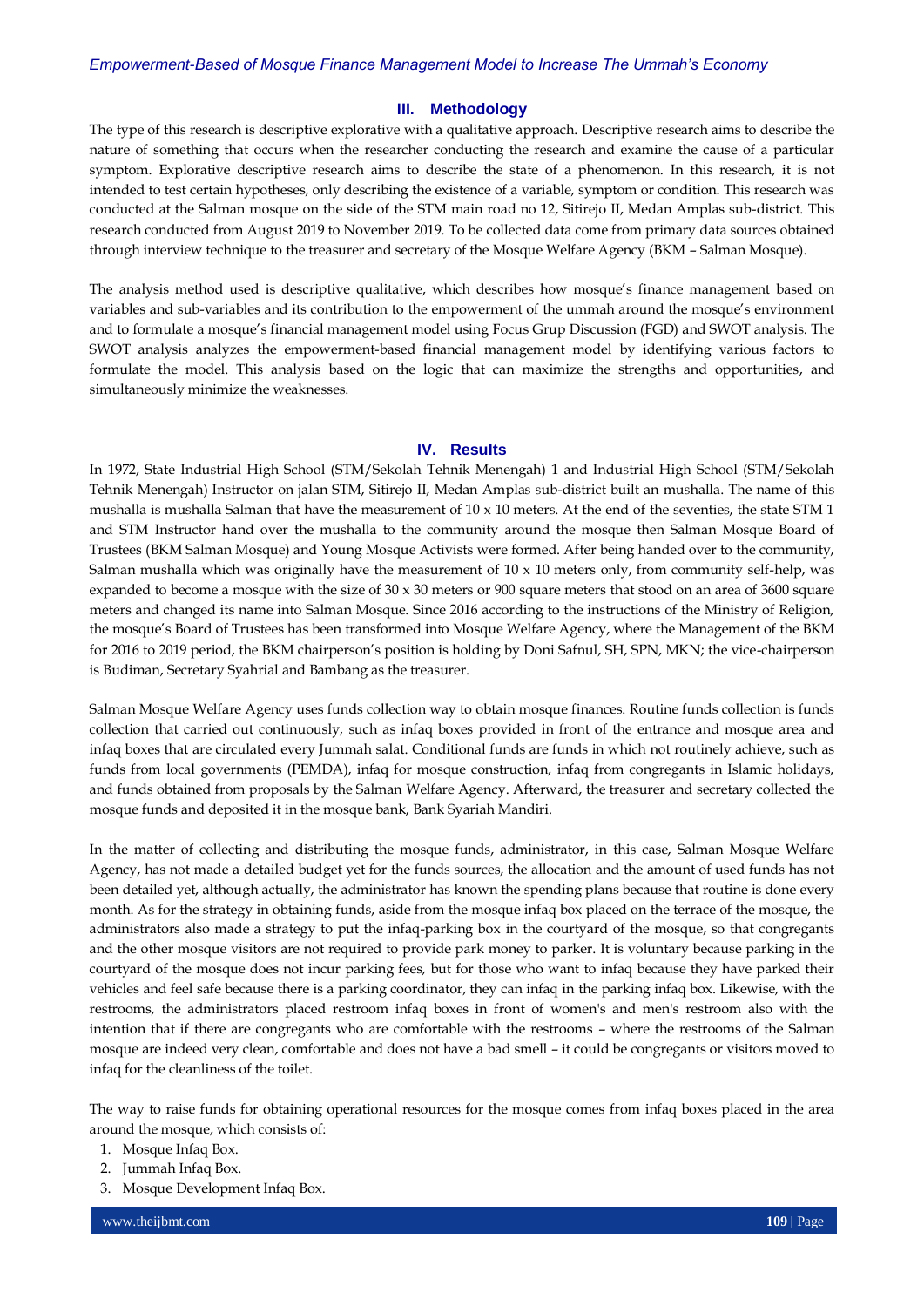## III. Methodology

The type of this research is descriptive explorative with a qualitative approach. Descriptive research aims to describe the nature of something that occurs when the researcher conducting the research and examine the cause of a particular symptom. Explorative descriptive research aims to describe the state of a phenomenon. In this research, it is not intended to test certain hypotheses, only describing the existence of a variable, symptom or condition. This research was conducted at the Salman mosque on the side of the STM main road no 12, Sitirejo II, Medan Amplas sub-district. This research conducted from August 2019 to November 2019. To be collected data come from primary data sources obtained through interview technique to the treasurer and secretary of the Mosque Welfare Agency (BKM – Salman Mosque).

The analysis method used is descriptive qualitative, which describes how mosque's finance management based on variables and sub-variables and its contribution to the empowerment of the ummah around the mosque's environment and to formulate a mosque's financial management model using Focus Grup Discussion (FGD) and SWOT analysis. The SWOT analysis analyzes the empowerment-based financial management model by identifying various factors to formulate the model. This analysis based on the logic that can maximize the strengths and opportunities, and simultaneously minimize the weaknesses.

## IV. Results

In 1972, State Industrial High School (STM/Sekolah Tehnik Menengah) 1 and Industrial High School (STM/Sekolah Tehnik Menengah) Instructor on jalan STM, Sitirejo II, Medan Amplas sub-district built an mushalla. The name of this mushalla is mushalla Salman that have the measurement of 10 x 10 meters. At the end of the seventies, the state STM 1 and STM Instructor hand over the mushalla to the community around the mosque then Salman Mosque Board of Trustees (BKM Salman Mosque) and Young Mosque Activists were formed. After being handed over to the community, Salman mushalla which was originally have the measurement of 10 x 10 meters only, from community self-help, was expanded to become a mosque with the size of 30 x 30 meters or 900 square meters that stood on an area of 3600 square meters and changed its name into Salman Mosque. Since 2016 according to the instructions of the Ministry of Religion, the mosque's Board of Trustees has been transformed into Mosque Welfare Agency, where the Management of the BKM for 2016 to 2019 period, the BKM chairperson's position is holding by Doni Safnul, SH, SPN, MKN; the vice-chairperson is Budiman, Secretary Syahrial and Bambang as the treasurer.

Salman Mosque Welfare Agency uses funds collection way to obtain mosque finances. Routine funds collection is funds collection that carried out continuously, such as infaq boxes provided in front of the entrance and mosque area and infaq boxes that are circulated every Jummah salat. Conditional funds are funds in which not routinely achieve, such as funds from local governments (PEMDA), infaq for mosque construction, infaq from congregants in Islamic holidays, and funds obtained from proposals by the Salman Welfare Agency. Afterward, the treasurer and secretary collected the mosque funds and deposited it in the mosque bank, Bank Syariah Mandiri.

In the matter of collecting and distributing the mosque funds, administrator, in this case, Salman Mosque Welfare Agency, has not made a detailed budget yet for the funds sources, the allocation and the amount of used funds has not been detailed yet, although actually, the administrator has known the spending plans because that routine is done every month. As for the strategy in obtaining funds, aside from the mosque infaq box placed on the terrace of the mosque, the administrators also made a strategy to put the infaq-parking box in the courtyard of the mosque, so that congregants and the other mosque visitors are not required to provide park money to parker. It is voluntary because parking in the courtyard of the mosque does not incur parking fees, but for those who want to infaq because they have parked their vehicles and feel safe because there is a parking coordinator, they can infaq in the parking infaq box. Likewise, with the restrooms, the administrators placed restroom infaq boxes in front of women's and men's restroom also with the intention that if there are congregants who are comfortable with the restrooms – where the restrooms of the Salman mosque are indeed very clean, comfortable and does not have a bad smell – it could be congregants or visitors moved to infaq for the cleanliness of the toilet.

The way to raise funds for obtaining operational resources for the mosque comes from infaq boxes placed in the area around the mosque, which consists of:

1. Mosque Infaq Box.
2. Jummah Infaq Box.
3. Mosque Development Infaq Box.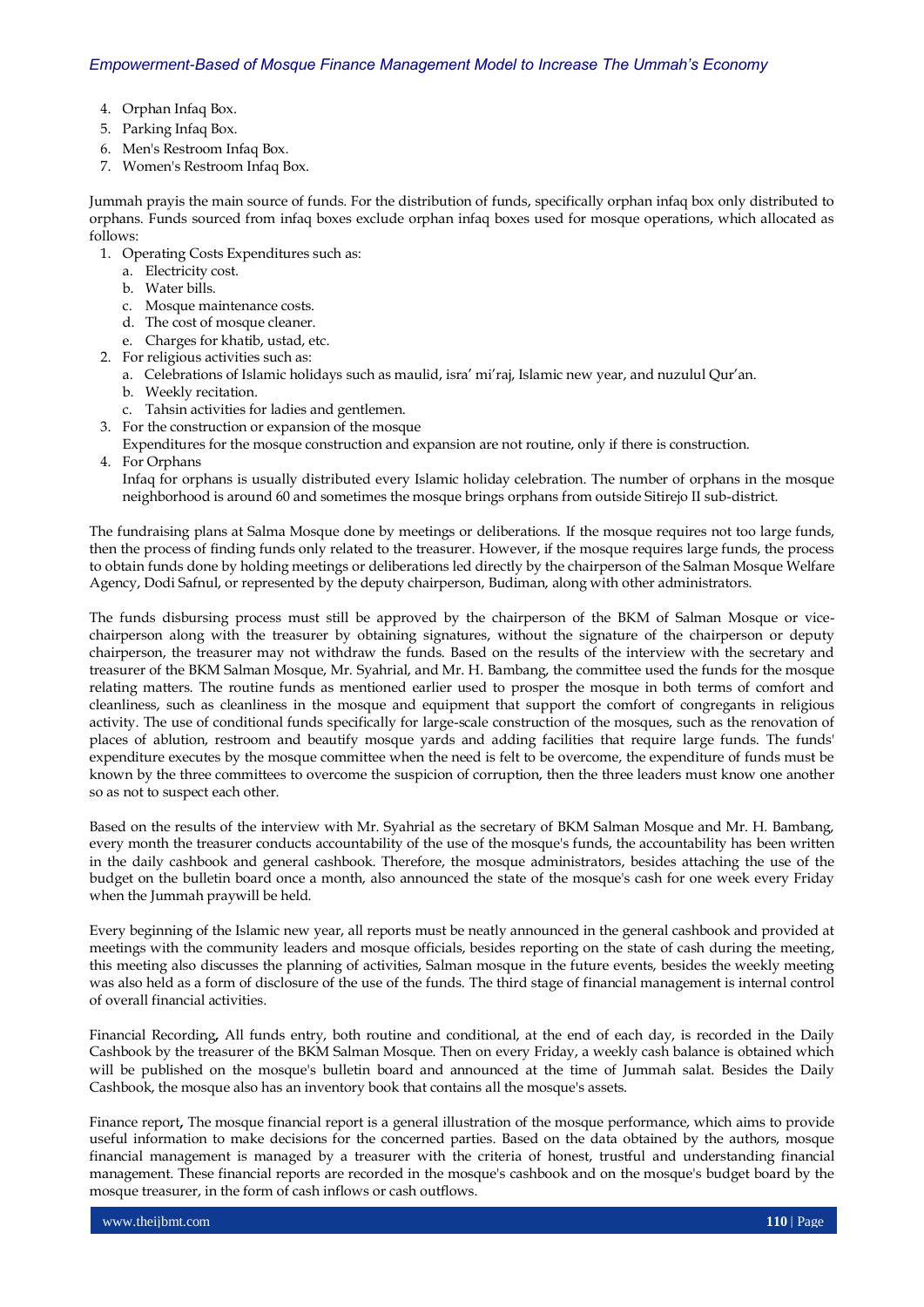4. Orphan Infaq Box.
5. Parking Infaq Box.
6. Men's Restroom Infaq Box.
7. Women's Restroom Infaq Box.

Jummah prayis the main source of funds. For the distribution of funds, specifically orphan infaq box only distributed to orphans. Funds sourced from infaq boxes exclude orphan infaq boxes used for mosque operations, which allocated as follows:

1. Operating Costs Expenditures such as:
   a. Electricity cost.
   b. Water bills.
   c. Mosque maintenance costs.
   d. The cost of mosque cleaner.
   e. Charges for khatib, ustad, etc.
2. For religious activities such as:
   a. Celebrations of Islamic holidays such as maulid, isra' mi'raj, Islamic new year, and nuzulul Qur'an.
   b. Weekly recitation.
   c. Tahsin activities for ladies and gentlemen.
3. For the construction or expansion of the mosque
   Expenditures for the mosque construction and expansion are not routine, only if there is construction.
4. For Orphans
   Infaq for orphans is usually distributed every Islamic holiday celebration. The number of orphans in the mosque neighborhood is around 60 and sometimes the mosque brings orphans from outside Sitirejo II sub-district.

The fundraising plans at Salma Mosque done by meetings or deliberations. If the mosque requires not too large funds, then the process of finding funds only related to the treasurer. However, if the mosque requires large funds, the process to obtain funds done by holding meetings or deliberations led directly by the chairperson of the Salman Mosque Welfare Agency, Dodi Safnul, or represented by the deputy chairperson, Budiman, along with other administrators.

The funds disbursing process must still be approved by the chairperson of the BKM of Salman Mosque or vice-chairperson along with the treasurer by obtaining signatures, without the signature of the chairperson or deputy chairperson, the treasurer may not withdraw the funds. Based on the results of the interview with the secretary and treasurer of the BKM Salman Mosque, Mr. Syahrial, and Mr. H. Bambang, the committee used the funds for the mosque relating matters. The routine funds as mentioned earlier used to prosper the mosque in both terms of comfort and cleanliness, such as cleanliness in the mosque and equipment that support the comfort of congregants in religious activity. The use of conditional funds specifically for large-scale construction of the mosques, such as the renovation of places of ablution, restroom and beautify mosque yards and adding facilities that require large funds. The funds' expenditure executes by the mosque committee when the need is felt to be overcome, the expenditure of funds must be known by the three committees to overcome the suspicion of corruption, then the three leaders must know one another so as not to suspect each other.

Based on the results of the interview with Mr. Syahrial as the secretary of BKM Salman Mosque and Mr. H. Bambang, every month the treasurer conducts accountability of the use of the mosque's funds, the accountability has been written in the daily cashbook and general cashbook. Therefore, the mosque administrators, besides attaching the use of the budget on the bulletin board once a month, also announced the state of the mosque's cash for one week every Friday when the Jummah praywill be held.

Every beginning of the Islamic new year, all reports must be neatly announced in the general cashbook and provided at meetings with the community leaders and mosque officials, besides reporting on the state of cash during the meeting, this meeting also discusses the planning of activities, Salman mosque in the future events, besides the weekly meeting was also held as a form of disclosure of the use of the funds. The third stage of financial management is internal control of overall financial activities.

Financial Recording**,** All funds entry, both routine and conditional, at the end of each day, is recorded in the Daily Cashbook by the treasurer of the BKM Salman Mosque. Then on every Friday, a weekly cash balance is obtained which will be published on the mosque's bulletin board and announced at the time of Jummah salat. Besides the Daily Cashbook, the mosque also has an inventory book that contains all the mosque's assets.

Finance report**,** The mosque financial report is a general illustration of the mosque performance, which aims to provide useful information to make decisions for the concerned parties. Based on the data obtained by the authors, mosque financial management is managed by a treasurer with the criteria of honest, trustful and understanding financial management. These financial reports are recorded in the mosque's cashbook and on the mosque's budget board by the mosque treasurer, in the form of cash inflows or cash outflows.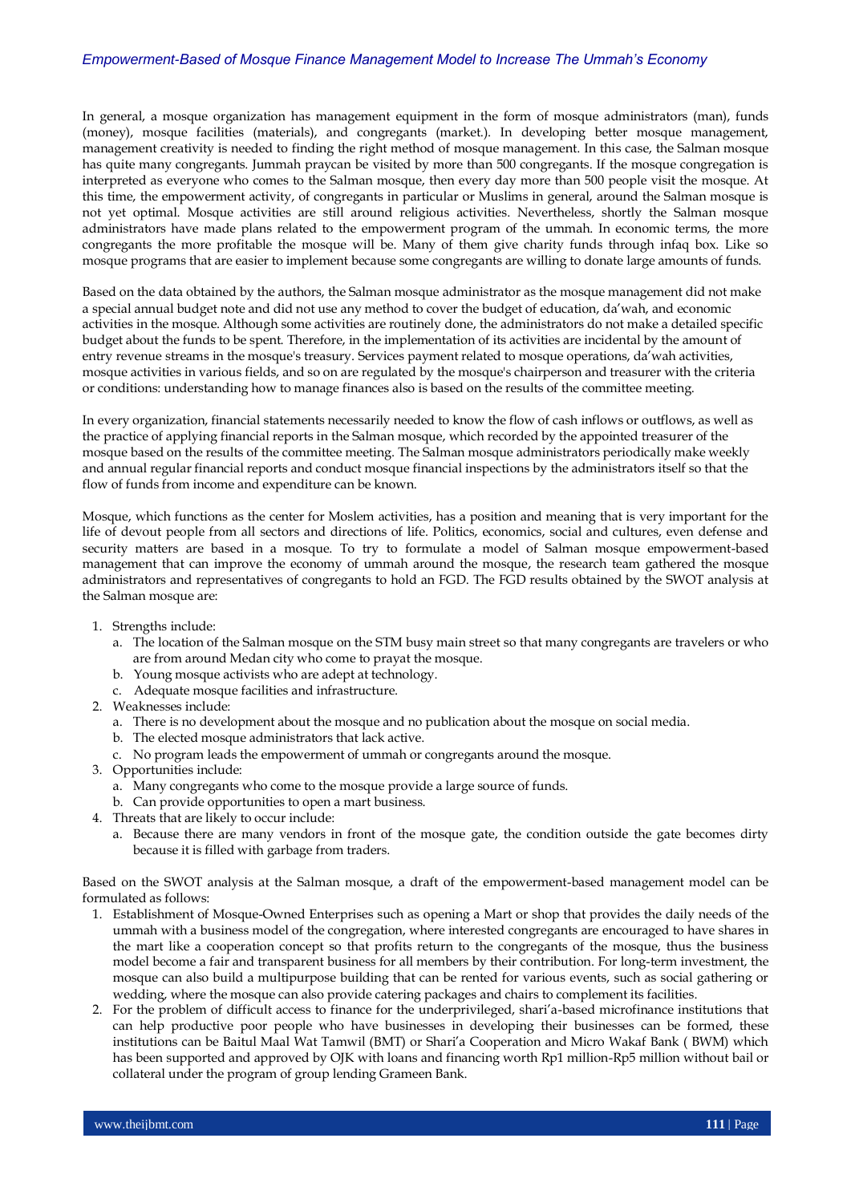In general, a mosque organization has management equipment in the form of mosque administrators (man), funds (money), mosque facilities (materials), and congregants (market.). In developing better mosque management, management creativity is needed to finding the right method of mosque management. In this case, the Salman mosque has quite many congregants. Jummah praycan be visited by more than 500 congregants. If the mosque congregation is interpreted as everyone who comes to the Salman mosque, then every day more than 500 people visit the mosque. At this time, the empowerment activity, of congregants in particular or Muslims in general, around the Salman mosque is not yet optimal. Mosque activities are still around religious activities. Nevertheless, shortly the Salman mosque administrators have made plans related to the empowerment program of the ummah. In economic terms, the more congregants the more profitable the mosque will be. Many of them give charity funds through infaq box. Like so mosque programs that are easier to implement because some congregants are willing to donate large amounts of funds.

Based on the data obtained by the authors, the Salman mosque administrator as the mosque management did not make a special annual budget note and did not use any method to cover the budget of education, da'wah, and economic activities in the mosque. Although some activities are routinely done, the administrators do not make a detailed specific budget about the funds to be spent. Therefore, in the implementation of its activities are incidental by the amount of entry revenue streams in the mosque's treasury. Services payment related to mosque operations, da'wah activities, mosque activities in various fields, and so on are regulated by the mosque's chairperson and treasurer with the criteria or conditions: understanding how to manage finances also is based on the results of the committee meeting.

In every organization, financial statements necessarily needed to know the flow of cash inflows or outflows, as well as the practice of applying financial reports in the Salman mosque, which recorded by the appointed treasurer of the mosque based on the results of the committee meeting. The Salman mosque administrators periodically make weekly and annual regular financial reports and conduct mosque financial inspections by the administrators itself so that the flow of funds from income and expenditure can be known.

Mosque, which functions as the center for Moslem activities, has a position and meaning that is very important for the life of devout people from all sectors and directions of life. Politics, economics, social and cultures, even defense and security matters are based in a mosque. To try to formulate a model of Salman mosque empowerment-based management that can improve the economy of ummah around the mosque, the research team gathered the mosque administrators and representatives of congregants to hold an FGD. The FGD results obtained by the SWOT analysis at the Salman mosque are:

1. Strengths include:
   a. The location of the Salman mosque on the STM busy main street so that many congregants are travelers or who are from around Medan city who come to prayat the mosque.
   b. Young mosque activists who are adept at technology.
   c. Adequate mosque facilities and infrastructure.
2. Weaknesses include:
   a. There is no development about the mosque and no publication about the mosque on social media.
   b. The elected mosque administrators that lack active.
   c. No program leads the empowerment of ummah or congregants around the mosque.
3. Opportunities include:
   a. Many congregants who come to the mosque provide a large source of funds.
   b. Can provide opportunities to open a mart business.
4. Threats that are likely to occur include:
   a. Because there are many vendors in front of the mosque gate, the condition outside the gate becomes dirty because it is filled with garbage from traders.

Based on the SWOT analysis at the Salman mosque, a draft of the empowerment-based management model can be formulated as follows:

1. Establishment of Mosque-Owned Enterprises such as opening a Mart or shop that provides the daily needs of the ummah with a business model of the congregation, where interested congregants are encouraged to have shares in the mart like a cooperation concept so that profits return to the congregants of the mosque, thus the business model become a fair and transparent business for all members by their contribution. For long-term investment, the mosque can also build a multipurpose building that can be rented for various events, such as social gathering or wedding, where the mosque can also provide catering packages and chairs to complement its facilities.
2. For the problem of difficult access to finance for the underprivileged, shari'a-based microfinance institutions that can help productive poor people who have businesses in developing their businesses can be formed, these institutions can be Baitul Maal Wat Tamwil (BMT) or Shari'a Cooperation and Micro Wakaf Bank ( BWM) which has been supported and approved by OJK with loans and financing worth Rp1 million-Rp5 million without bail or collateral under the program of group lending Grameen Bank.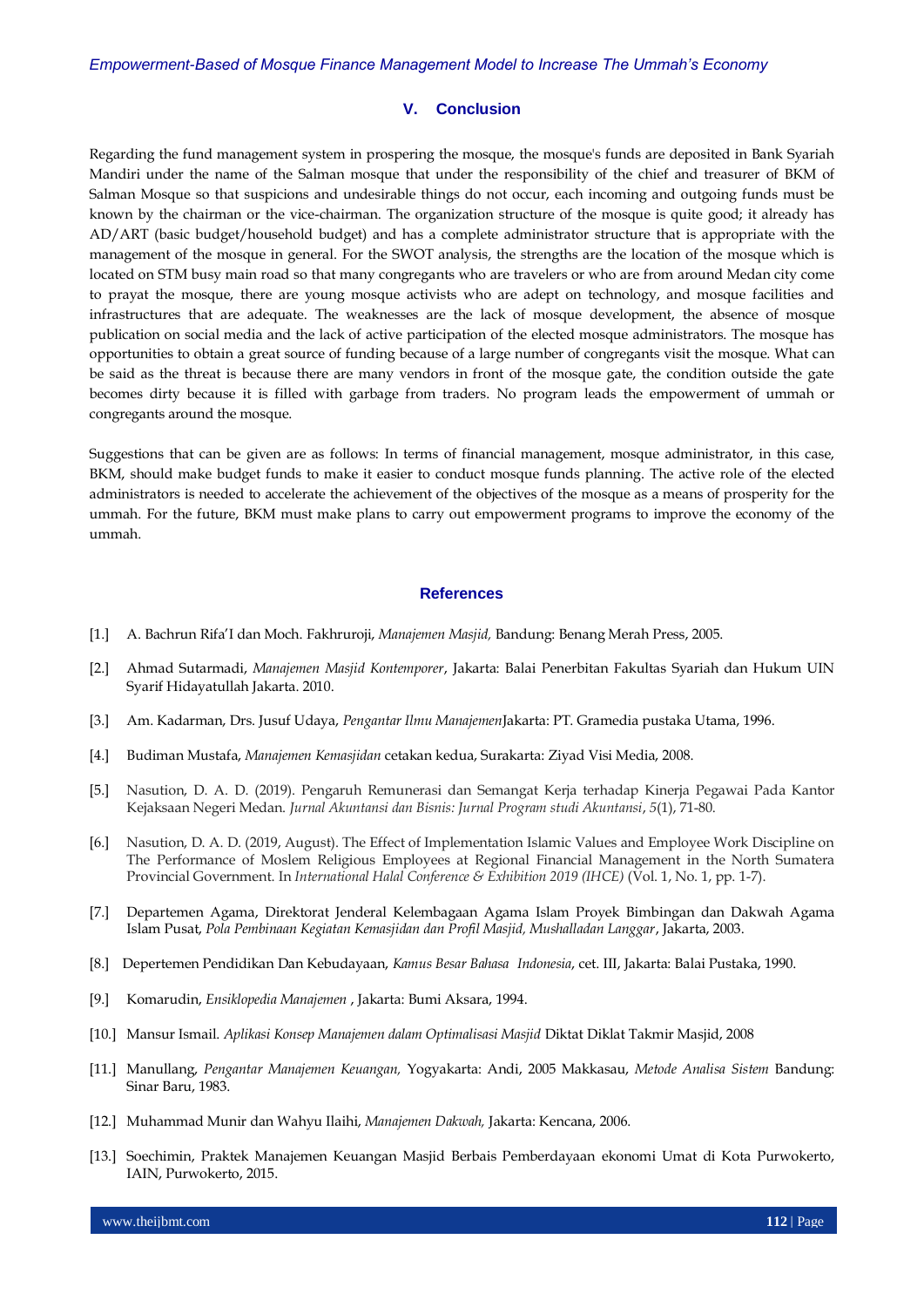## V. Conclusion

Regarding the fund management system in prospering the mosque, the mosque's funds are deposited in Bank Syariah Mandiri under the name of the Salman mosque that under the responsibility of the chief and treasurer of BKM of Salman Mosque so that suspicions and undesirable things do not occur, each incoming and outgoing funds must be known by the chairman or the vice-chairman. The organization structure of the mosque is quite good; it already has AD/ART (basic budget/household budget) and has a complete administrator structure that is appropriate with the management of the mosque in general. For the SWOT analysis, the strengths are the location of the mosque which is located on STM busy main road so that many congregants who are travelers or who are from around Medan city come to prayat the mosque, there are young mosque activists who are adept on technology, and mosque facilities and infrastructures that are adequate. The weaknesses are the lack of mosque development, the absence of mosque publication on social media and the lack of active participation of the elected mosque administrators. The mosque has opportunities to obtain a great source of funding because of a large number of congregants visit the mosque. What can be said as the threat is because there are many vendors in front of the mosque gate, the condition outside the gate becomes dirty because it is filled with garbage from traders. No program leads the empowerment of ummah or congregants around the mosque.

Suggestions that can be given are as follows: In terms of financial management, mosque administrator, in this case, BKM, should make budget funds to make it easier to conduct mosque funds planning. The active role of the elected administrators is needed to accelerate the achievement of the objectives of the mosque as a means of prosperity for the ummah. For the future, BKM must make plans to carry out empowerment programs to improve the economy of the ummah.

## References

[1.] A. Bachrun Rifa'I dan Moch. Fakhruroji, *Manajemen Masjid,* Bandung: Benang Merah Press, 2005.

[2.] Ahmad Sutarmadi, *Manajemen Masjid Kontemporer*, Jakarta: Balai Penerbitan Fakultas Syariah dan Hukum UIN Syarif Hidayatullah Jakarta. 2010.

[3.] Am. Kadarman, Drs. Jusuf Udaya, *Pengantar Ilmu Manajemen*Jakarta: PT. Gramedia pustaka Utama, 1996.

[4.] Budiman Mustafa, *Manajemen Kemasjidan* cetakan kedua, Surakarta: Ziyad Visi Media, 2008.

[5.] Nasution, D. A. D. (2019). Pengaruh Remunerasi dan Semangat Kerja terhadap Kinerja Pegawai Pada Kantor Kejaksaan Negeri Medan. *Jurnal Akuntansi dan Bisnis: Jurnal Program studi Akuntansi*, *5*(1), 71-80.

[6.] Nasution, D. A. D. (2019, August). The Effect of Implementation Islamic Values and Employee Work Discipline on The Performance of Moslem Religious Employees at Regional Financial Management in the North Sumatera Provincial Government. In *International Halal Conference & Exhibition 2019 (IHCE)* (Vol. 1, No. 1, pp. 1-7).

[7.] Departemen Agama, Direktorat Jenderal Kelembagaan Agama Islam Proyek Bimbingan dan Dakwah Agama Islam Pusat, *Pola Pembinaan Kegiatan Kemasjidan dan Profil Masjid, Mushalladan Langgar*, Jakarta, 2003.

[8.] Depertemen Pendidikan Dan Kebudayaan, *Kamus Besar Bahasa Indonesia*, cet. III, Jakarta: Balai Pustaka, 1990.

[9.] Komarudin, *Ensiklopedia Manajemen* , Jakarta: Bumi Aksara, 1994.

[10.] Mansur Ismail. *Aplikasi Konsep Manajemen dalam Optimalisasi Masjid* Diktat Diklat Takmir Masjid, 2008

[11.] Manullang, *Pengantar Manajemen Keuangan,* Yogyakarta: Andi, 2005 Makkasau, *Metode Analisa Sistem* Bandung: Sinar Baru, 1983.

[12.] Muhammad Munir dan Wahyu Ilaihi, *Manajemen Dakwah,* Jakarta: Kencana, 2006.

[13.] Soechimin, Praktek Manajemen Keuangan Masjid Berbais Pemberdayaan ekonomi Umat di Kota Purwokerto, IAIN, Purwokerto, 2015.